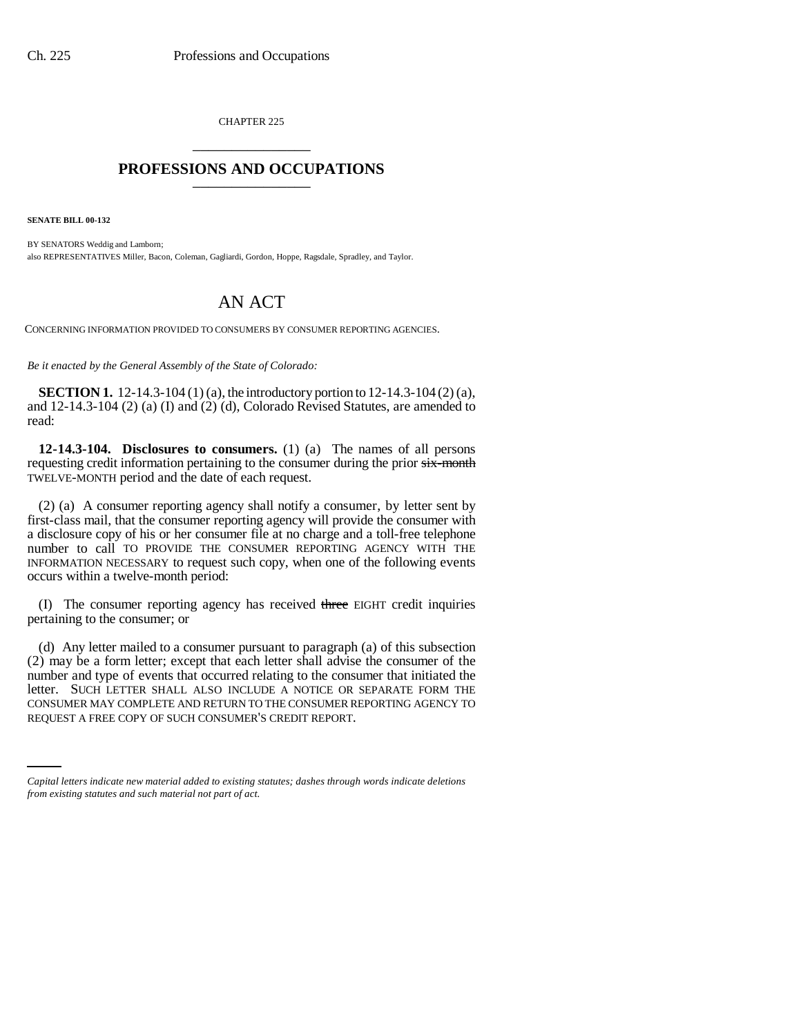CHAPTER 225

## PROFESSIONS AND OCCUPATIONS

**SENATE BILL 00-132**

BY SENATORS Weddig and Lamborn;
also REPRESENTATIVES Miller, Bacon, Coleman, Gagliardi, Gordon, Hoppe, Ragsdale, Spradley, and Taylor.

# AN ACT

CONCERNING INFORMATION PROVIDED TO CONSUMERS BY CONSUMER REPORTING AGENCIES.

*Be it enacted by the General Assembly of the State of Colorado:*

**SECTION 1.** 12-14.3-104 (1) (a), the introductory portion to 12-14.3-104 (2) (a), and 12-14.3-104 (2) (a) (I) and (2) (d), Colorado Revised Statutes, are amended to read:

**12-14.3-104. Disclosures to consumers.** (1) (a) The names of all persons requesting credit information pertaining to the consumer during the prior ~~six-month~~ TWELVE-MONTH period and the date of each request.

(2) (a) A consumer reporting agency shall notify a consumer, by letter sent by first-class mail, that the consumer reporting agency will provide the consumer with a disclosure copy of his or her consumer file at no charge and a toll-free telephone number to call TO PROVIDE THE CONSUMER REPORTING AGENCY WITH THE INFORMATION NECESSARY to request such copy, when one of the following events occurs within a twelve-month period:

(I) The consumer reporting agency has received ~~three~~ EIGHT credit inquiries pertaining to the consumer; or

(d) Any letter mailed to a consumer pursuant to paragraph (a) of this subsection (2) may be a form letter; except that each letter shall advise the consumer of the number and type of events that occurred relating to the consumer that initiated the letter. SUCH LETTER SHALL ALSO INCLUDE A NOTICE OR SEPARATE FORM THE CONSUMER MAY COMPLETE AND RETURN TO THE CONSUMER REPORTING AGENCY TO REQUEST A FREE COPY OF SUCH CONSUMER'S CREDIT REPORT.

*Capital letters indicate new material added to existing statutes; dashes through words indicate deletions from existing statutes and such material not part of act.*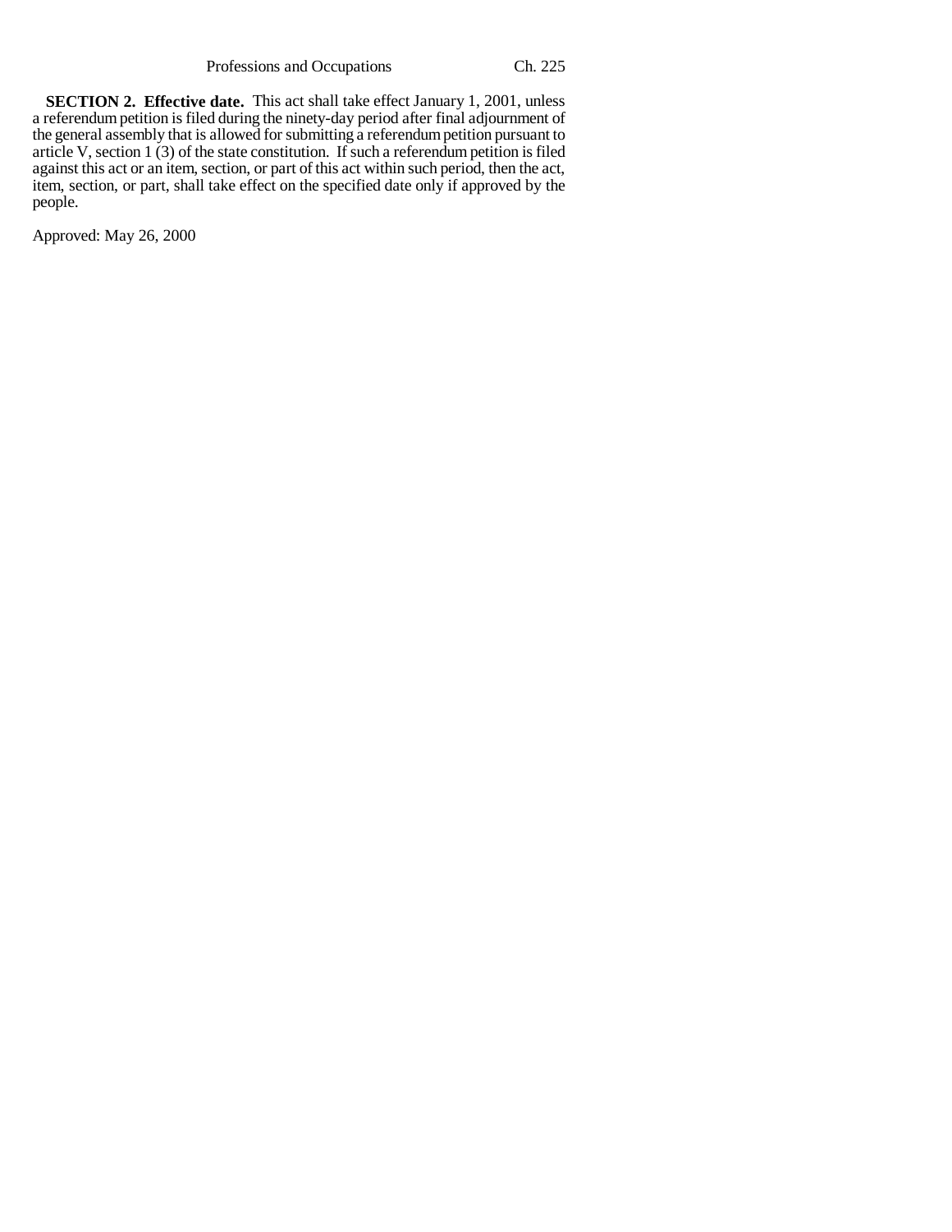**SECTION 2. Effective date.** This act shall take effect January 1, 2001, unless a referendum petition is filed during the ninety-day period after final adjournment of the general assembly that is allowed for submitting a referendum petition pursuant to article V, section 1 (3) of the state constitution. If such a referendum petition is filed against this act or an item, section, or part of this act within such period, then the act, item, section, or part, shall take effect on the specified date only if approved by the people.

Approved: May 26, 2000